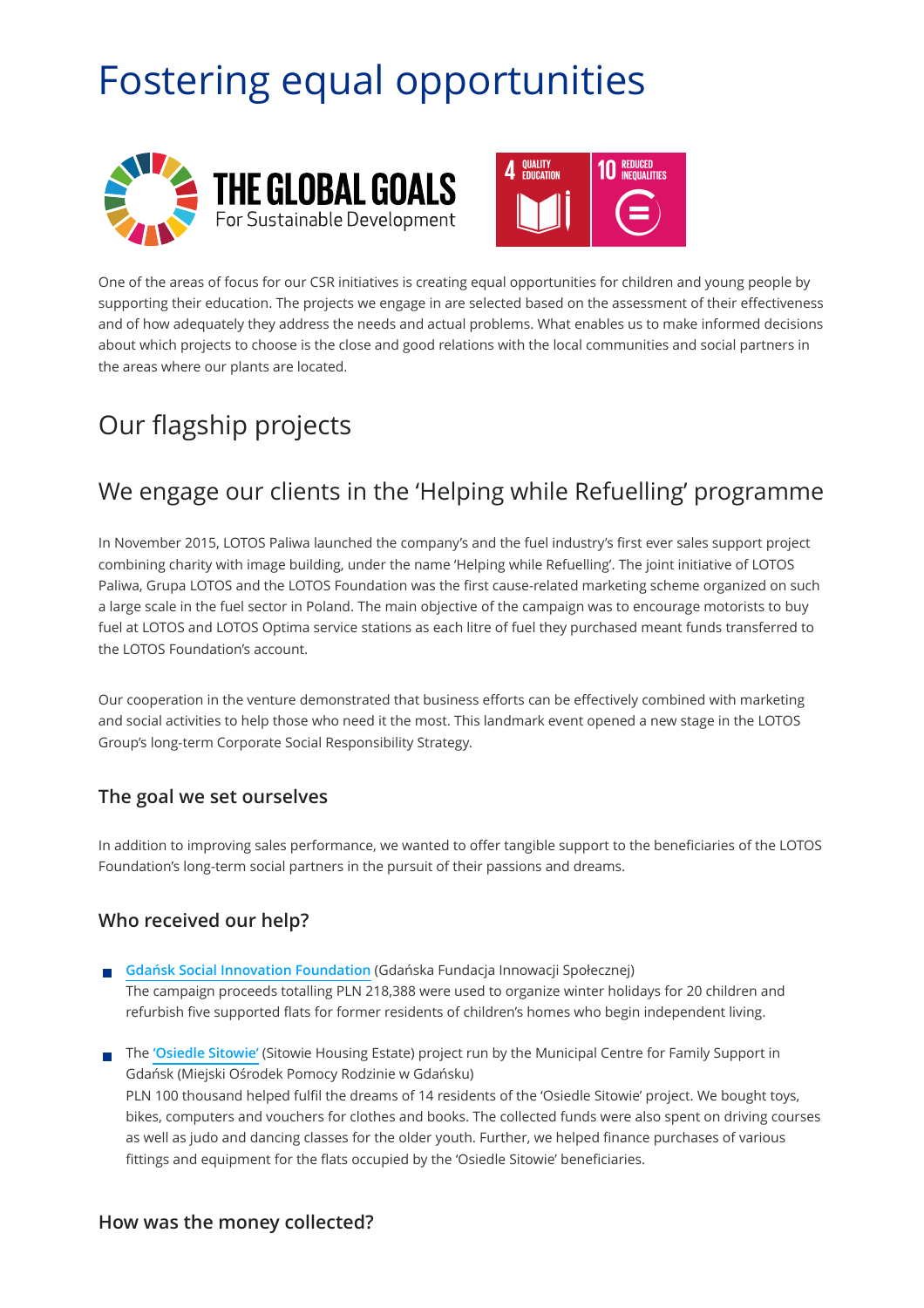# Fostering equal opportunities

One of the areas of focus for our CSR initiatives is creating equal opportunities for children and young people by supporting their education. The projects we engage in are selected based on the assessment of their effectiveness and of how adequately they address the needs and actual problems. What enables us to make informed decisions about which projects to choose is the close and good relations with the local communities and social partners in the areas where our plants are located.

## Our flagship projects

## We engage our clients in the 'Helping while Refuelling' programme

In November 2015, LOTOS Paliwa launched the company's and the fuel industry's first ever sales support project combining charity with image building, under the name 'Helping while Refuelling'. The joint initiative of LOTOS Paliwa, Grupa LOTOS and the LOTOS Foundation was the first cause-related marketing scheme organized on such a large scale in the fuel sector in Poland. The main objective of the campaign was to encourage motorists to buy fuel at LOTOS and LOTOS Optima service stations as each litre of fuel they purchased meant funds transferred to the LOTOS Foundation's account.

Our cooperation in the venture demonstrated that business efforts can be effectively combined with marketing and social activities to help those who need it the most. This landmark event opened a new stage in the LOTOS Group's long-term Corporate Social Responsibility Strategy.

### The goal we set ourselves

In addition to improving sales performance, we wanted to offer tangible support to the beneficiaries of the LOTOS Foundation's long-term social partners in the pursuit of their passions and dreams.

### Who received our help?

- Gdańsk Social Innovation Foundation (Gdańska Fundacja Innowacji Społecznej)
  The campaign proceeds totalling PLN 218,388 were used to organize winter holidays for 20 children and refurbish five supported flats for former residents of children's homes who begin independent living.
- The 'Osiedle Sitowie' (Sitowie Housing Estate) project run by the Municipal Centre for Family Support in Gdańsk (Miejski Ośrodek Pomocy Rodzinie w Gdańsku)
  PLN 100 thousand helped fulfil the dreams of 14 residents of the 'Osiedle Sitowie' project. We bought toys, bikes, computers and vouchers for clothes and books. The collected funds were also spent on driving courses as well as judo and dancing classes for the older youth. Further, we helped finance purchases of various fittings and equipment for the flats occupied by the 'Osiedle Sitowie' beneficiaries.

### How was the money collected?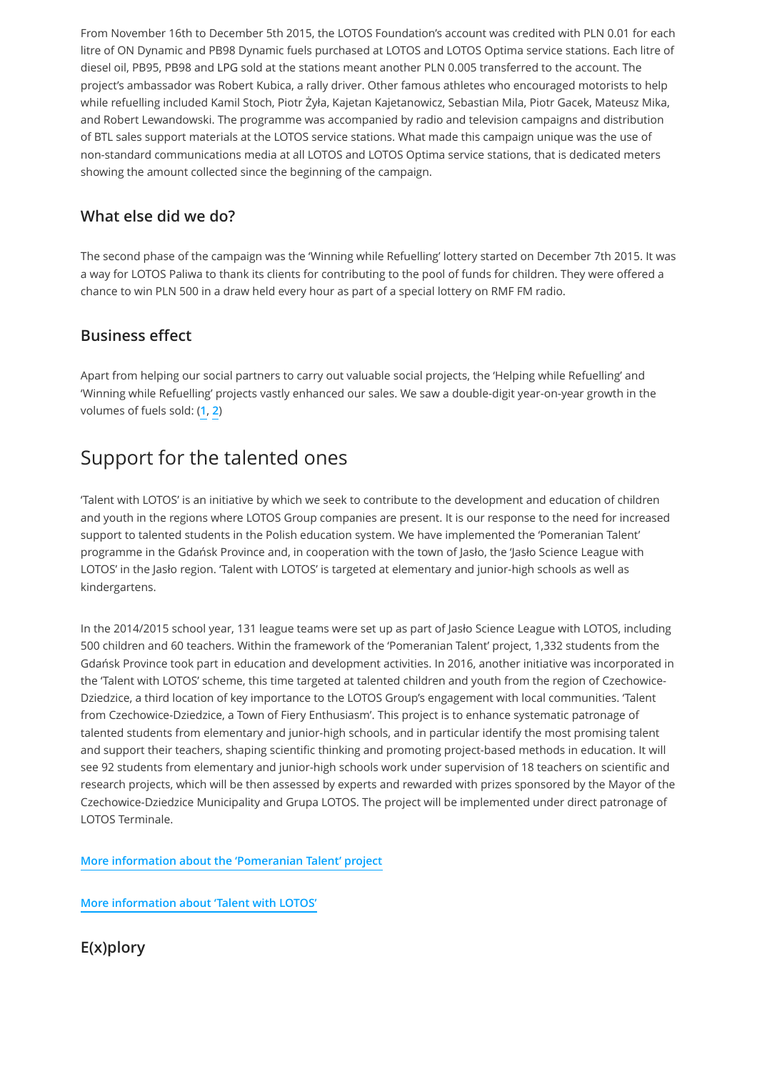From November 16th to December 5th 2015, the LOTOS Foundation's account was credited with PLN 0.01 for each litre of ON Dynamic and PB98 Dynamic fuels purchased at LOTOS and LOTOS Optima service stations. Each litre of diesel oil, PB95, PB98 and LPG sold at the stations meant another PLN 0.005 transferred to the account. The project's ambassador was Robert Kubica, a rally driver. Other famous athletes who encouraged motorists to help while refuelling included Kamil Stoch, Piotr Żyła, Kajetan Kajetanowicz, Sebastian Mila, Piotr Gacek, Mateusz Mika, and Robert Lewandowski. The programme was accompanied by radio and television campaigns and distribution of BTL sales support materials at the LOTOS service stations. What made this campaign unique was the use of non-standard communications media at all LOTOS and LOTOS Optima service stations, that is dedicated meters showing the amount collected since the beginning of the campaign.

### What else did we do?

The second phase of the campaign was the 'Winning while Refuelling' lottery started on December 7th 2015. It was a way for LOTOS Paliwa to thank its clients for contributing to the pool of funds for children. They were offered a chance to win PLN 500 in a draw held every hour as part of a special lottery on RMF FM radio.

### Business effect

Apart from helping our social partners to carry out valuable social projects, the 'Helping while Refuelling' and 'Winning while Refuelling' projects vastly enhanced our sales. We saw a double-digit year-on-year growth in the volumes of fuels sold: (1, 2)

## Support for the talented ones

'Talent with LOTOS' is an initiative by which we seek to contribute to the development and education of children and youth in the regions where LOTOS Group companies are present. It is our response to the need for increased support to talented students in the Polish education system. We have implemented the 'Pomeranian Talent' programme in the Gdańsk Province and, in cooperation with the town of Jasło, the 'Jasło Science League with LOTOS' in the Jasło region. 'Talent with LOTOS' is targeted at elementary and junior-high schools as well as kindergartens.

In the 2014/2015 school year, 131 league teams were set up as part of Jasło Science League with LOTOS, including 500 children and 60 teachers. Within the framework of the 'Pomeranian Talent' project, 1,332 students from the Gdańsk Province took part in education and development activities. In 2016, another initiative was incorporated in the 'Talent with LOTOS' scheme, this time targeted at talented children and youth from the region of Czechowice-Dziedzice, a third location of key importance to the LOTOS Group's engagement with local communities. 'Talent from Czechowice-Dziedzice, a Town of Fiery Enthusiasm'. This project is to enhance systematic patronage of talented students from elementary and junior-high schools, and in particular identify the most promising talent and support their teachers, shaping scientific thinking and promoting project-based methods in education. It will see 92 students from elementary and junior-high schools work under supervision of 18 teachers on scientific and research projects, which will be then assessed by experts and rewarded with prizes sponsored by the Mayor of the Czechowice-Dziedzice Municipality and Grupa LOTOS. The project will be implemented under direct patronage of LOTOS Terminale.

**More information about the 'Pomeranian Talent' project**

**More information about 'Talent with LOTOS'**

### E(x)plory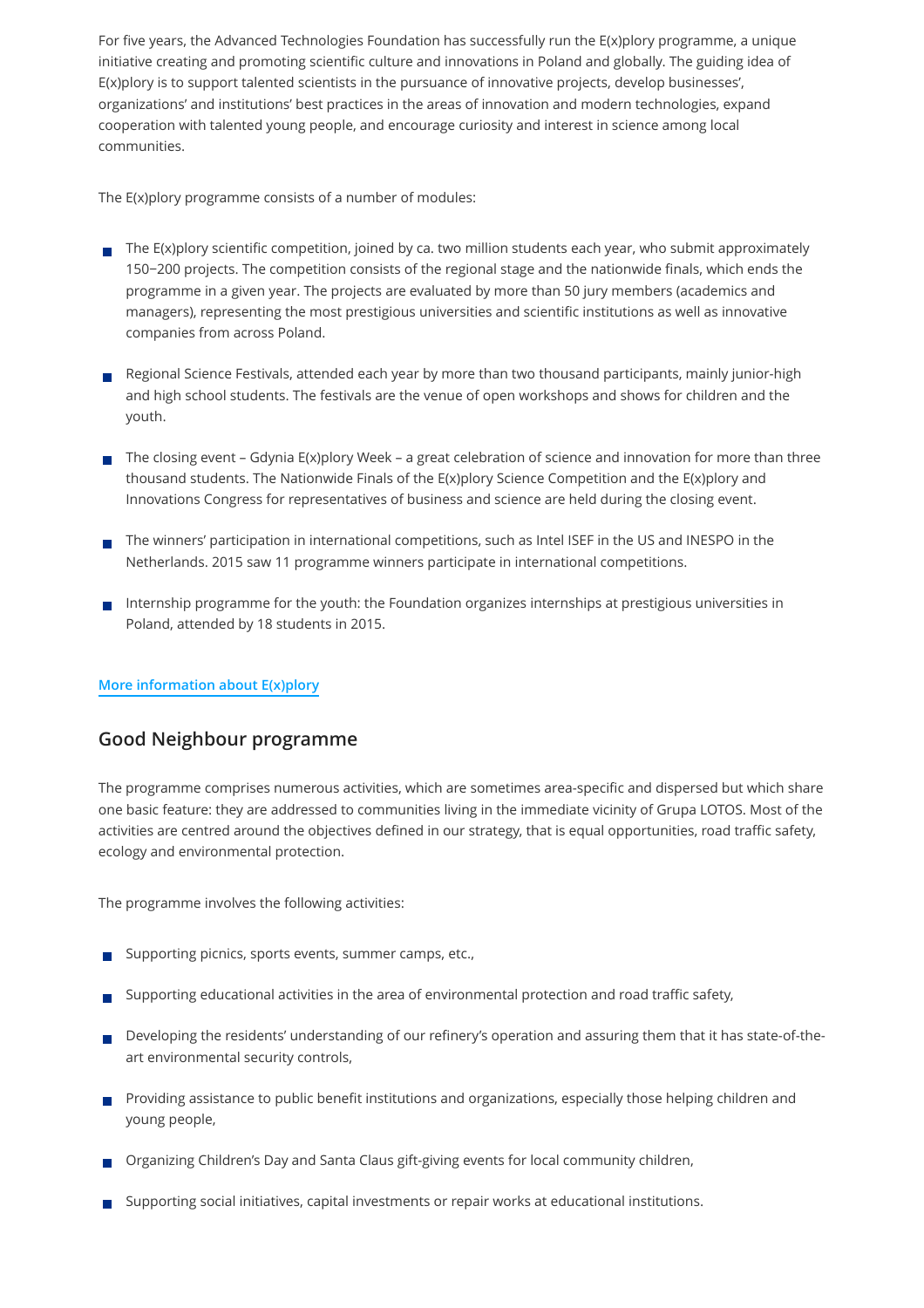For five years, the Advanced Technologies Foundation has successfully run the E(x)plory programme, a unique initiative creating and promoting scientific culture and innovations in Poland and globally. The guiding idea of E(x)plory is to support talented scientists in the pursuance of innovative projects, develop businesses', organizations' and institutions' best practices in the areas of innovation and modern technologies, expand cooperation with talented young people, and encourage curiosity and interest in science among local communities.

The E(x)plory programme consists of a number of modules:

- The E(x)plory scientific competition, joined by ca. two million students each year, who submit approximately 150−200 projects. The competition consists of the regional stage and the nationwide finals, which ends the programme in a given year. The projects are evaluated by more than 50 jury members (academics and managers), representing the most prestigious universities and scientific institutions as well as innovative companies from across Poland.
- Regional Science Festivals, attended each year by more than two thousand participants, mainly junior-high and high school students. The festivals are the venue of open workshops and shows for children and the youth.
- The closing event – Gdynia E(x)plory Week – a great celebration of science and innovation for more than three thousand students. The Nationwide Finals of the E(x)plory Science Competition and the E(x)plory and Innovations Congress for representatives of business and science are held during the closing event.
- The winners' participation in international competitions, such as Intel ISEF in the US and INESPO in the Netherlands. 2015 saw 11 programme winners participate in international competitions.
- Internship programme for the youth: the Foundation organizes internships at prestigious universities in Poland, attended by 18 students in 2015.

More information about E(x)plory

## Good Neighbour programme

The programme comprises numerous activities, which are sometimes area-specific and dispersed but which share one basic feature: they are addressed to communities living in the immediate vicinity of Grupa LOTOS. Most of the activities are centred around the objectives defined in our strategy, that is equal opportunities, road traffic safety, ecology and environmental protection.

The programme involves the following activities:

- Supporting picnics, sports events, summer camps, etc.,
- Supporting educational activities in the area of environmental protection and road traffic safety,
- Developing the residents' understanding of our refinery's operation and assuring them that it has state-of-the-art environmental security controls,
- Providing assistance to public benefit institutions and organizations, especially those helping children and young people,
- Organizing Children's Day and Santa Claus gift-giving events for local community children,
- Supporting social initiatives, capital investments or repair works at educational institutions.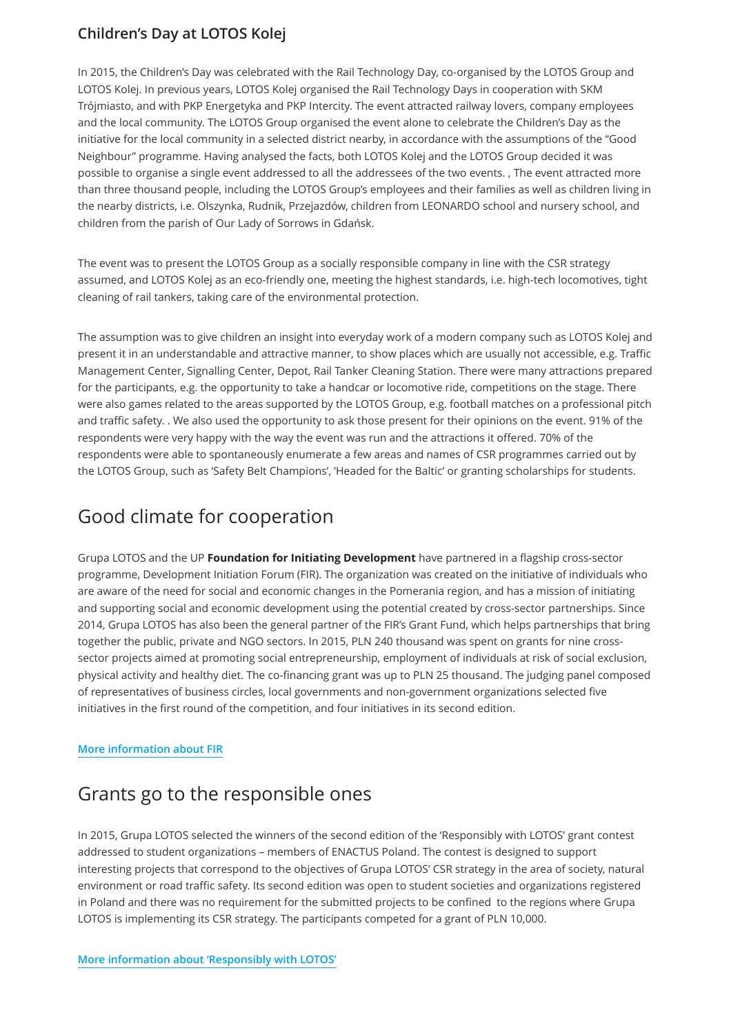### Children's Day at LOTOS Kolej

In 2015, the Children's Day was celebrated with the Rail Technology Day, co-organised by the LOTOS Group and LOTOS Kolej. In previous years, LOTOS Kolej organised the Rail Technology Days in cooperation with SKM Trójmiasto, and with PKP Energetyka and PKP Intercity. The event attracted railway lovers, company employees and the local community. The LOTOS Group organised the event alone to celebrate the Children's Day as the initiative for the local community in a selected district nearby, in accordance with the assumptions of the "Good Neighbour" programme. Having analysed the facts, both LOTOS Kolej and the LOTOS Group decided it was possible to organise a single event addressed to all the addressees of the two events. , The event attracted more than three thousand people, including the LOTOS Group's employees and their families as well as children living in the nearby districts, i.e. Olszynka, Rudnik, Przejazdów, children from LEONARDO school and nursery school, and children from the parish of Our Lady of Sorrows in Gdańsk.

The event was to present the LOTOS Group as a socially responsible company in line with the CSR strategy assumed, and LOTOS Kolej as an eco-friendly one, meeting the highest standards, i.e. high-tech locomotives, tight cleaning of rail tankers, taking care of the environmental protection.

The assumption was to give children an insight into everyday work of a modern company such as LOTOS Kolej and present it in an understandable and attractive manner, to show places which are usually not accessible, e.g. Traffic Management Center, Signalling Center, Depot, Rail Tanker Cleaning Station. There were many attractions prepared for the participants, e.g. the opportunity to take a handcar or locomotive ride, competitions on the stage. There were also games related to the areas supported by the LOTOS Group, e.g. football matches on a professional pitch and traffic safety. . We also used the opportunity to ask those present for their opinions on the event. 91% of the respondents were very happy with the way the event was run and the attractions it offered. 70% of the respondents were able to spontaneously enumerate a few areas and names of CSR programmes carried out by the LOTOS Group, such as 'Safety Belt Champions', 'Headed for the Baltic' or granting scholarships for students.

## Good climate for cooperation

Grupa LOTOS and the UP **Foundation for Initiating Development** have partnered in a flagship cross-sector programme, Development Initiation Forum (FIR). The organization was created on the initiative of individuals who are aware of the need for social and economic changes in the Pomerania region, and has a mission of initiating and supporting social and economic development using the potential created by cross-sector partnerships. Since 2014, Grupa LOTOS has also been the general partner of the FIR's Grant Fund, which helps partnerships that bring together the public, private and NGO sectors. In 2015, PLN 240 thousand was spent on grants for nine cross-sector projects aimed at promoting social entrepreneurship, employment of individuals at risk of social exclusion, physical activity and healthy diet. The co-financing grant was up to PLN 25 thousand. The judging panel composed of representatives of business circles, local governments and non-government organizations selected five initiatives in the first round of the competition, and four initiatives in its second edition.

More information about FIR

## Grants go to the responsible ones

In 2015, Grupa LOTOS selected the winners of the second edition of the 'Responsibly with LOTOS' grant contest addressed to student organizations – members of ENACTUS Poland. The contest is designed to support interesting projects that correspond to the objectives of Grupa LOTOS' CSR strategy in the area of society, natural environment or road traffic safety. Its second edition was open to student societies and organizations registered in Poland and there was no requirement for the submitted projects to be confined to the regions where Grupa LOTOS is implementing its CSR strategy. The participants competed for a grant of PLN 10,000.

More information about 'Responsibly with LOTOS'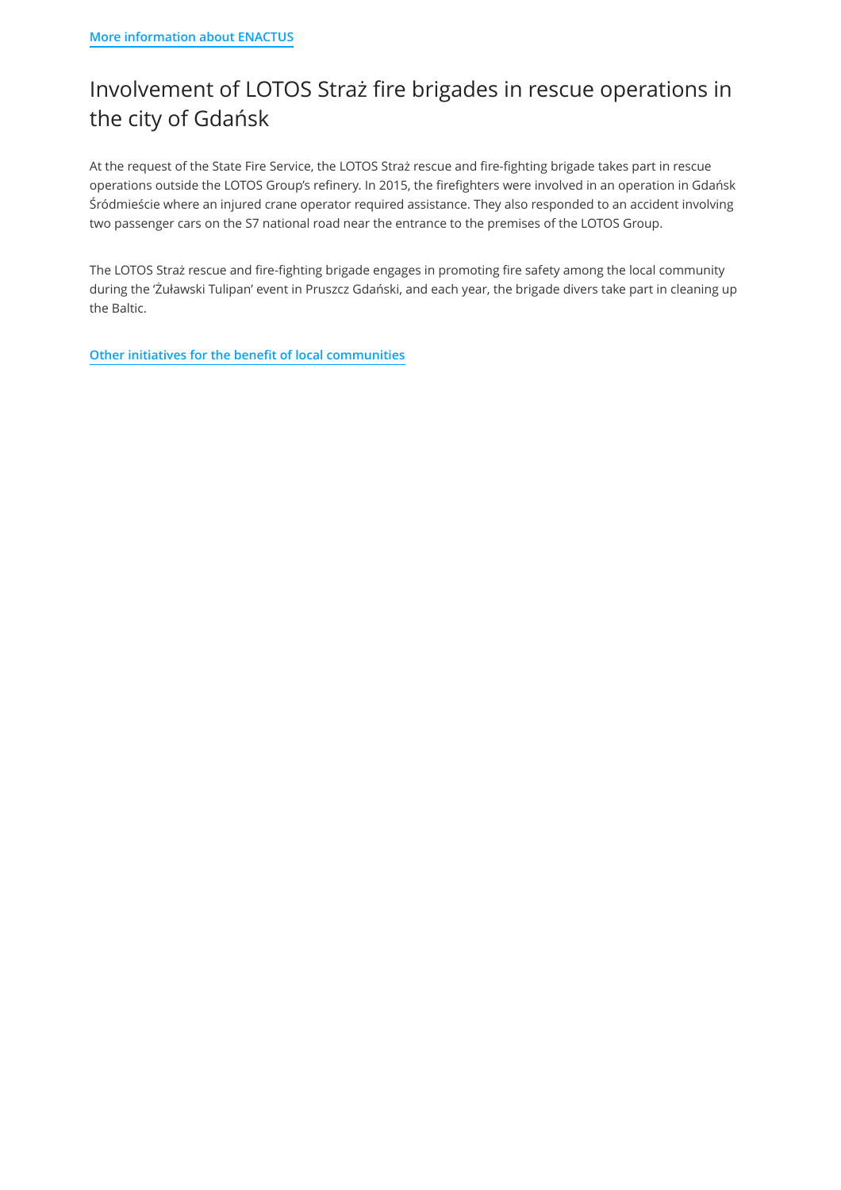More information about ENACTUS

## Involvement of LOTOS Straż fire brigades in rescue operations in the city of Gdańsk

At the request of the State Fire Service, the LOTOS Straż rescue and fire-fighting brigade takes part in rescue operations outside the LOTOS Group's refinery. In 2015, the firefighters were involved in an operation in Gdańsk Śródmieście where an injured crane operator required assistance. They also responded to an accident involving two passenger cars on the S7 national road near the entrance to the premises of the LOTOS Group.

The LOTOS Straż rescue and fire-fighting brigade engages in promoting fire safety among the local community during the 'Żuławski Tulipan' event in Pruszcz Gdański, and each year, the brigade divers take part in cleaning up the Baltic.

Other initiatives for the benefit of local communities